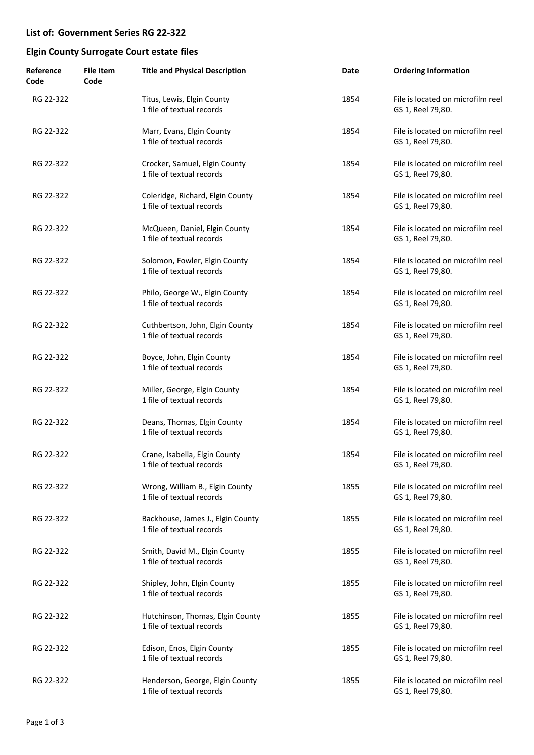## List of: Government Series RG 22-322

## Elgin County Surrogate Court estate files

| Reference Code | File Item Code | Title and Physical Description | Date | Ordering Information |
|---|---|---|---|---|
| RG 22-322 | | Titus, Lewis, Elgin County<br>1 file of textual records | 1854 | File is located on microfilm reel GS 1, Reel 79,80. |
| RG 22-322 | | Marr, Evans, Elgin County<br>1 file of textual records | 1854 | File is located on microfilm reel GS 1, Reel 79,80. |
| RG 22-322 | | Crocker, Samuel, Elgin County<br>1 file of textual records | 1854 | File is located on microfilm reel GS 1, Reel 79,80. |
| RG 22-322 | | Coleridge, Richard, Elgin County<br>1 file of textual records | 1854 | File is located on microfilm reel GS 1, Reel 79,80. |
| RG 22-322 | | McQueen, Daniel, Elgin County<br>1 file of textual records | 1854 | File is located on microfilm reel GS 1, Reel 79,80. |
| RG 22-322 | | Solomon, Fowler, Elgin County<br>1 file of textual records | 1854 | File is located on microfilm reel GS 1, Reel 79,80. |
| RG 22-322 | | Philo, George W., Elgin County<br>1 file of textual records | 1854 | File is located on microfilm reel GS 1, Reel 79,80. |
| RG 22-322 | | Cuthbertson, John, Elgin County<br>1 file of textual records | 1854 | File is located on microfilm reel GS 1, Reel 79,80. |
| RG 22-322 | | Boyce, John, Elgin County<br>1 file of textual records | 1854 | File is located on microfilm reel GS 1, Reel 79,80. |
| RG 22-322 | | Miller, George, Elgin County<br>1 file of textual records | 1854 | File is located on microfilm reel GS 1, Reel 79,80. |
| RG 22-322 | | Deans, Thomas, Elgin County<br>1 file of textual records | 1854 | File is located on microfilm reel GS 1, Reel 79,80. |
| RG 22-322 | | Crane, Isabella, Elgin County<br>1 file of textual records | 1854 | File is located on microfilm reel GS 1, Reel 79,80. |
| RG 22-322 | | Wrong, William B., Elgin County<br>1 file of textual records | 1855 | File is located on microfilm reel GS 1, Reel 79,80. |
| RG 22-322 | | Backhouse, James J., Elgin County<br>1 file of textual records | 1855 | File is located on microfilm reel GS 1, Reel 79,80. |
| RG 22-322 | | Smith, David M., Elgin County<br>1 file of textual records | 1855 | File is located on microfilm reel GS 1, Reel 79,80. |
| RG 22-322 | | Shipley, John, Elgin County<br>1 file of textual records | 1855 | File is located on microfilm reel GS 1, Reel 79,80. |
| RG 22-322 | | Hutchinson, Thomas, Elgin County<br>1 file of textual records | 1855 | File is located on microfilm reel GS 1, Reel 79,80. |
| RG 22-322 | | Edison, Enos, Elgin County<br>1 file of textual records | 1855 | File is located on microfilm reel GS 1, Reel 79,80. |
| RG 22-322 | | Henderson, George, Elgin County<br>1 file of textual records | 1855 | File is located on microfilm reel GS 1, Reel 79,80. |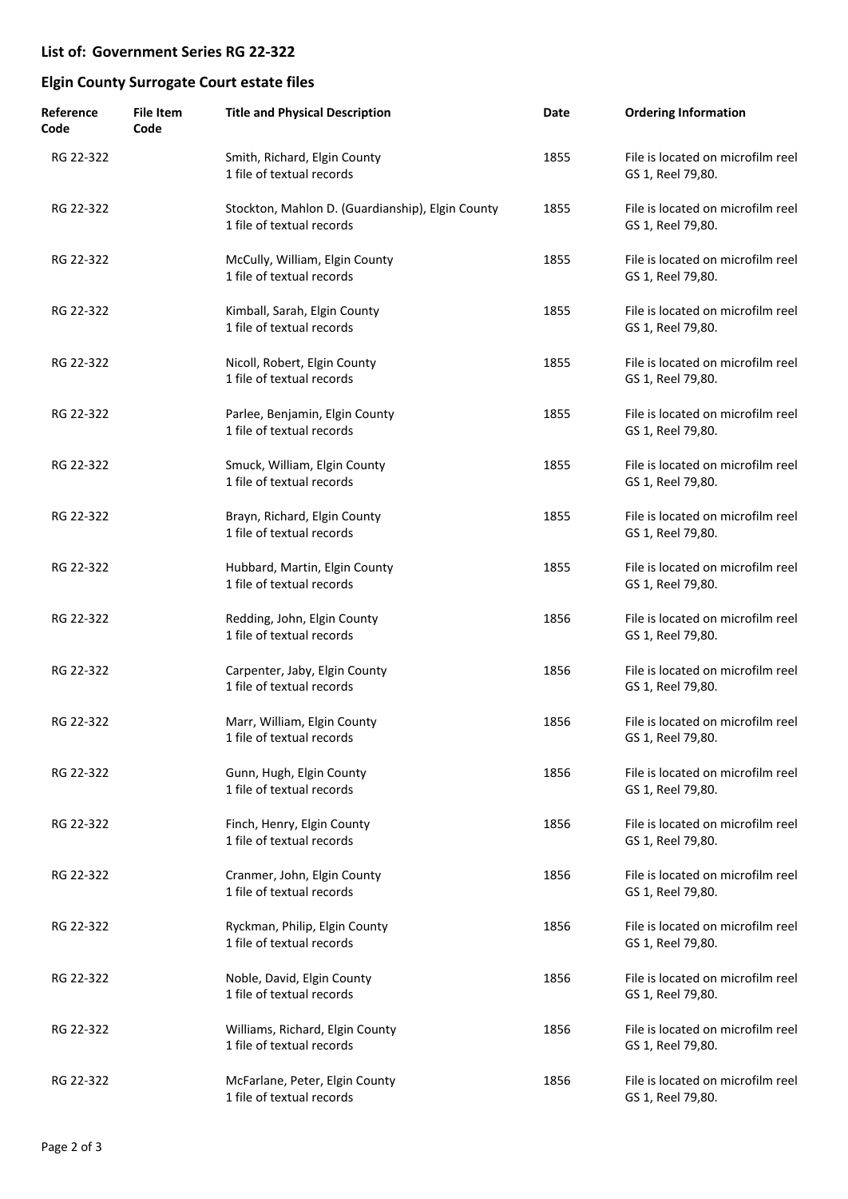## List of: Government Series RG 22-322

## Elgin County Surrogate Court estate files

| Reference Code | File Item Code | Title and Physical Description | Date | Ordering Information |
|---|---|---|---|---|
| RG 22-322 | | Smith, Richard, Elgin County<br>1 file of textual records | 1855 | File is located on microfilm reel GS 1, Reel 79,80. |
| RG 22-322 | | Stockton, Mahlon D. (Guardianship), Elgin County<br>1 file of textual records | 1855 | File is located on microfilm reel GS 1, Reel 79,80. |
| RG 22-322 | | McCully, William, Elgin County<br>1 file of textual records | 1855 | File is located on microfilm reel GS 1, Reel 79,80. |
| RG 22-322 | | Kimball, Sarah, Elgin County<br>1 file of textual records | 1855 | File is located on microfilm reel GS 1, Reel 79,80. |
| RG 22-322 | | Nicoll, Robert, Elgin County<br>1 file of textual records | 1855 | File is located on microfilm reel GS 1, Reel 79,80. |
| RG 22-322 | | Parlee, Benjamin, Elgin County<br>1 file of textual records | 1855 | File is located on microfilm reel GS 1, Reel 79,80. |
| RG 22-322 | | Smuck, William, Elgin County<br>1 file of textual records | 1855 | File is located on microfilm reel GS 1, Reel 79,80. |
| RG 22-322 | | Brayn, Richard, Elgin County<br>1 file of textual records | 1855 | File is located on microfilm reel GS 1, Reel 79,80. |
| RG 22-322 | | Hubbard, Martin, Elgin County<br>1 file of textual records | 1855 | File is located on microfilm reel GS 1, Reel 79,80. |
| RG 22-322 | | Redding, John, Elgin County<br>1 file of textual records | 1856 | File is located on microfilm reel GS 1, Reel 79,80. |
| RG 22-322 | | Carpenter, Jaby, Elgin County<br>1 file of textual records | 1856 | File is located on microfilm reel GS 1, Reel 79,80. |
| RG 22-322 | | Marr, William, Elgin County<br>1 file of textual records | 1856 | File is located on microfilm reel GS 1, Reel 79,80. |
| RG 22-322 | | Gunn, Hugh, Elgin County<br>1 file of textual records | 1856 | File is located on microfilm reel GS 1, Reel 79,80. |
| RG 22-322 | | Finch, Henry, Elgin County<br>1 file of textual records | 1856 | File is located on microfilm reel GS 1, Reel 79,80. |
| RG 22-322 | | Cranmer, John, Elgin County<br>1 file of textual records | 1856 | File is located on microfilm reel GS 1, Reel 79,80. |
| RG 22-322 | | Ryckman, Philip, Elgin County<br>1 file of textual records | 1856 | File is located on microfilm reel GS 1, Reel 79,80. |
| RG 22-322 | | Noble, David, Elgin County<br>1 file of textual records | 1856 | File is located on microfilm reel GS 1, Reel 79,80. |
| RG 22-322 | | Williams, Richard, Elgin County<br>1 file of textual records | 1856 | File is located on microfilm reel GS 1, Reel 79,80. |
| RG 22-322 | | McFarlane, Peter, Elgin County<br>1 file of textual records | 1856 | File is located on microfilm reel GS 1, Reel 79,80. |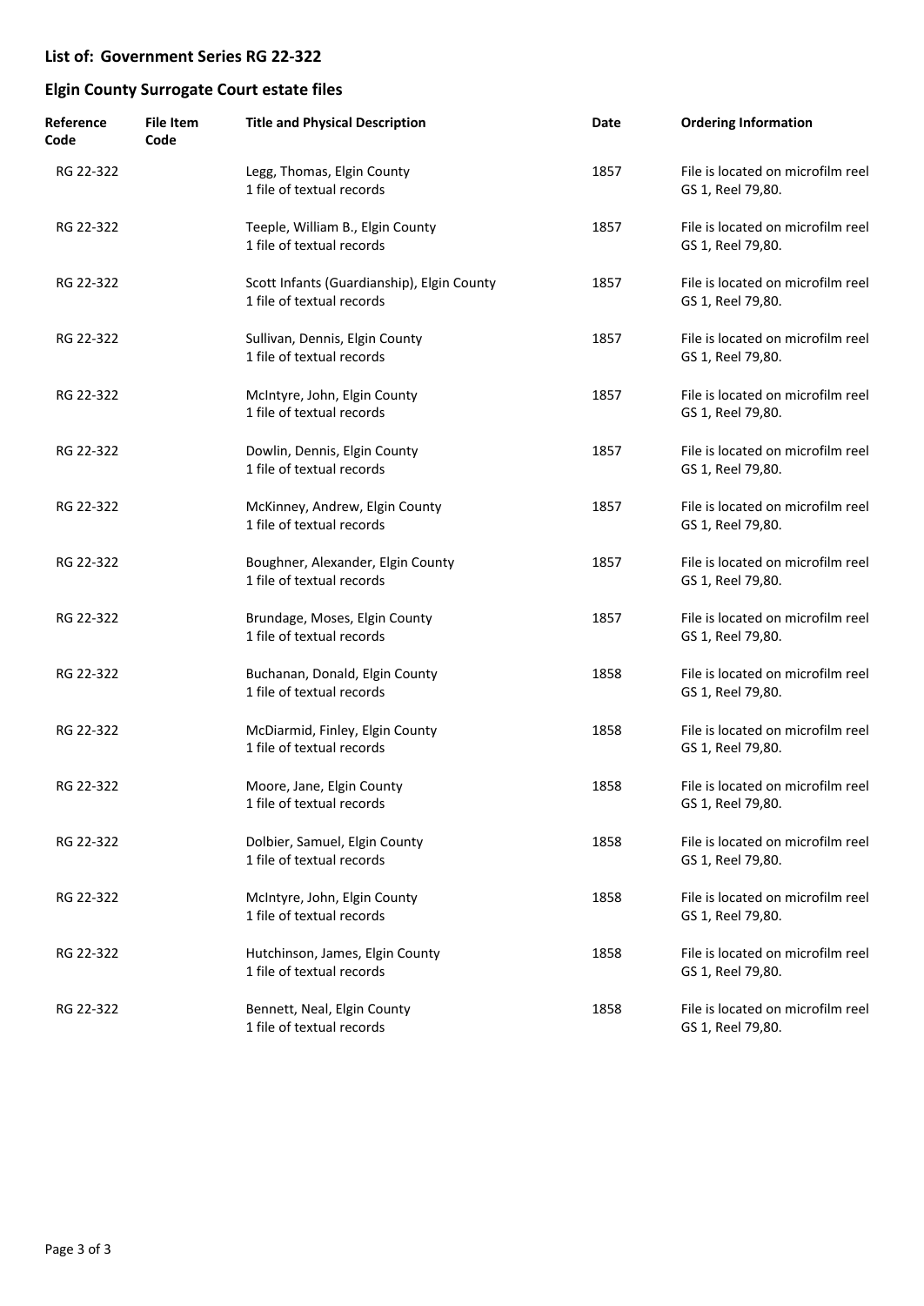## List of: Government Series RG 22-322

## Elgin County Surrogate Court estate files

| Reference Code | File Item Code | Title and Physical Description | Date | Ordering Information |
|---|---|---|---|---|
| RG 22-322 | | Legg, Thomas, Elgin County<br>1 file of textual records | 1857 | File is located on microfilm reel GS 1, Reel 79,80. |
| RG 22-322 | | Teeple, William B., Elgin County<br>1 file of textual records | 1857 | File is located on microfilm reel GS 1, Reel 79,80. |
| RG 22-322 | | Scott Infants (Guardianship), Elgin County<br>1 file of textual records | 1857 | File is located on microfilm reel GS 1, Reel 79,80. |
| RG 22-322 | | Sullivan, Dennis, Elgin County<br>1 file of textual records | 1857 | File is located on microfilm reel GS 1, Reel 79,80. |
| RG 22-322 | | McIntyre, John, Elgin County<br>1 file of textual records | 1857 | File is located on microfilm reel GS 1, Reel 79,80. |
| RG 22-322 | | Dowlin, Dennis, Elgin County<br>1 file of textual records | 1857 | File is located on microfilm reel GS 1, Reel 79,80. |
| RG 22-322 | | McKinney, Andrew, Elgin County<br>1 file of textual records | 1857 | File is located on microfilm reel GS 1, Reel 79,80. |
| RG 22-322 | | Boughner, Alexander, Elgin County<br>1 file of textual records | 1857 | File is located on microfilm reel GS 1, Reel 79,80. |
| RG 22-322 | | Brundage, Moses, Elgin County<br>1 file of textual records | 1857 | File is located on microfilm reel GS 1, Reel 79,80. |
| RG 22-322 | | Buchanan, Donald, Elgin County<br>1 file of textual records | 1858 | File is located on microfilm reel GS 1, Reel 79,80. |
| RG 22-322 | | McDiarmid, Finley, Elgin County<br>1 file of textual records | 1858 | File is located on microfilm reel GS 1, Reel 79,80. |
| RG 22-322 | | Moore, Jane, Elgin County<br>1 file of textual records | 1858 | File is located on microfilm reel GS 1, Reel 79,80. |
| RG 22-322 | | Dolbier, Samuel, Elgin County<br>1 file of textual records | 1858 | File is located on microfilm reel GS 1, Reel 79,80. |
| RG 22-322 | | McIntyre, John, Elgin County<br>1 file of textual records | 1858 | File is located on microfilm reel GS 1, Reel 79,80. |
| RG 22-322 | | Hutchinson, James, Elgin County<br>1 file of textual records | 1858 | File is located on microfilm reel GS 1, Reel 79,80. |
| RG 22-322 | | Bennett, Neal, Elgin County<br>1 file of textual records | 1858 | File is located on microfilm reel GS 1, Reel 79,80. |